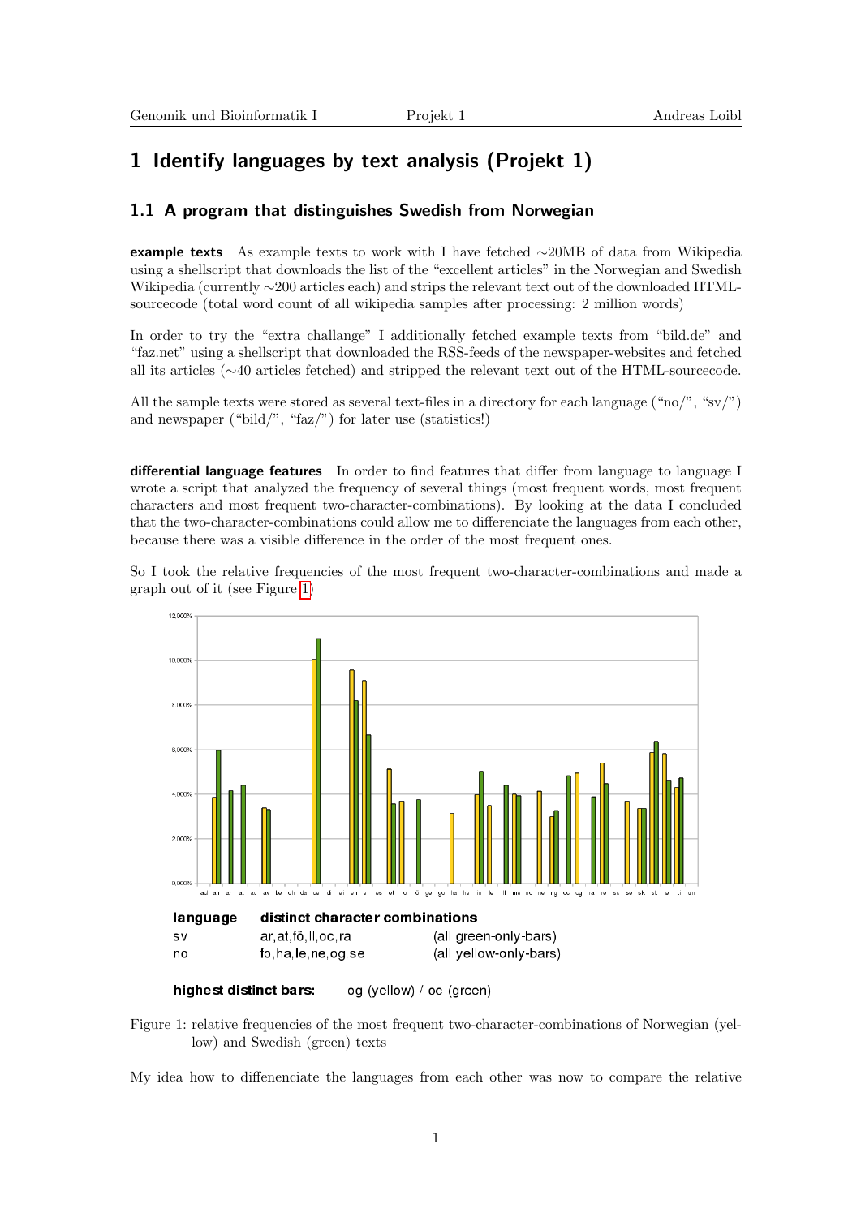# 1 Identify languages by text analysis (Projekt 1)

## 1.1 A program that distinguishes Swedish from Norwegian

**example texts** As example texts to work with I have fetched ∼20MB of data from Wikipedia using a shellscript that downloads the list of the "excellent articles" in the Norwegian and Swedish Wikipedia (currently ∼200 articles each) and strips the relevant text out of the downloaded HTML-sourcecode (total word count of all wikipedia samples after processing: 2 million words)

In order to try the "extra challange" I additionally fetched example texts from "bild.de" and "faz.net" using a shellscript that downloaded the RSS-feeds of the newspaper-websites and fetched all its articles (∼40 articles fetched) and stripped the relevant text out of the HTML-sourcecode.

All the sample texts were stored as several text-files in a directory for each language ("no/", "sv/") and newspaper ("bild/", "faz/") for later use (statistics!)

**differential language features** In order to find features that differ from language to language I wrote a script that analyzed the frequency of several things (most frequent words, most frequent characters and most frequent two-character-combinations). By looking at the data I concluded that the two-character-combinations could allow me to differenciate the languages from each other, because there was a visible difference in the order of the most frequent ones.

So I took the relative frequencies of the most frequent two-character-combinations and made a graph out of it (see Figure 1)

| language | distinct character combinations | |
|---|---|---|
| sv | ar,at,fö,ll,oc,ra | (all green-only-bars) |
| no | fo,ha,le,ne,og,se | (all yellow-only-bars) |

**highest distinct bars:** og (yellow) / oc (green)

Figure 1: relative frequencies of the most frequent two-character-combinations of Norwegian (yellow) and Swedish (green) texts

My idea how to diffenenciate the languages from each other was now to compare the relative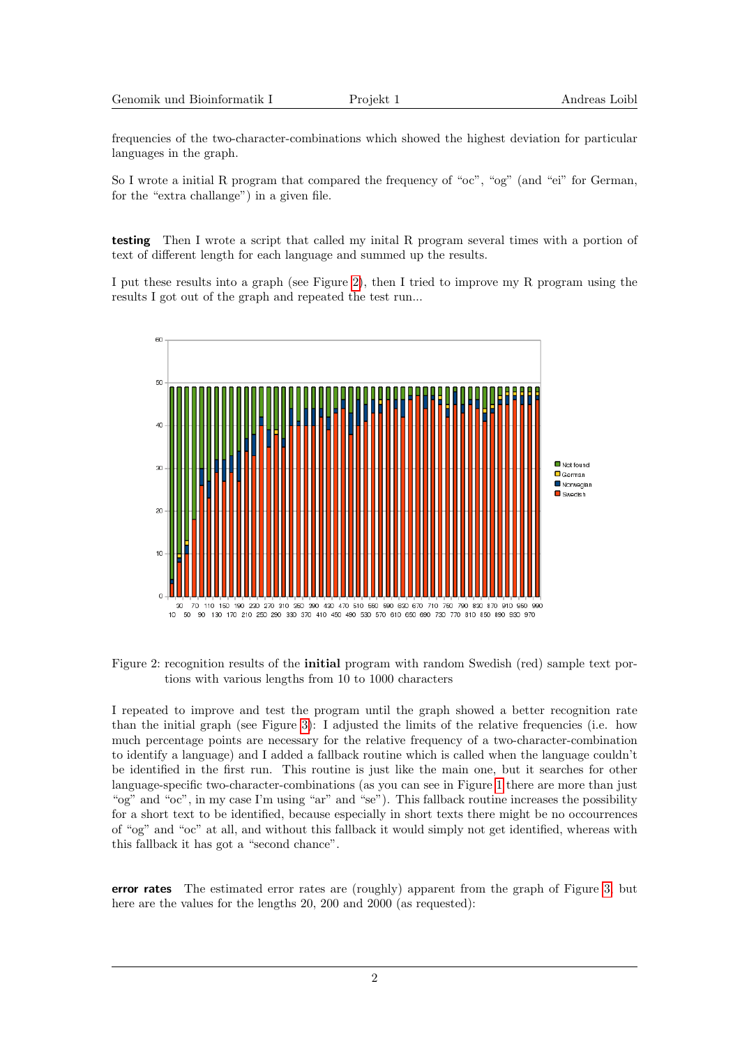frequencies of the two-character-combinations which showed the highest deviation for particular languages in the graph.

So I wrote a initial R program that compared the frequency of "oc", "og" (and "ei" for German, for the "extra challange") in a given file.

**testing** Then I wrote a script that called my inital R program several times with a portion of text of different length for each language and summed up the results.

I put these results into a graph (see Figure 2), then I tried to improve my R program using the results I got out of the graph and repeated the test run...

Figure 2: recognition results of the **initial** program with random Swedish (red) sample text portions with various lengths from 10 to 1000 characters

I repeated to improve and test the program until the graph showed a better recognition rate than the initial graph (see Figure 3): I adjusted the limits of the relative frequencies (i.e. how much percentage points are necessary for the relative frequency of a two-character-combination to identify a language) and I added a fallback routine which is called when the language couldn't be identified in the first run. This routine is just like the main one, but it searches for other language-specific two-character-combinations (as you can see in Figure 1 there are more than just "og" and "oc", in my case I'm using "ar" and "se"). This fallback routine increases the possibility for a short text to be identified, because especially in short texts there might be no occourrences of "og" and "oc" at all, and without this fallback it would simply not get identified, whereas with this fallback it has got a "second chance".

**error rates** The estimated error rates are (roughly) apparent from the graph of Figure 3, but here are the values for the lengths 20, 200 and 2000 (as requested):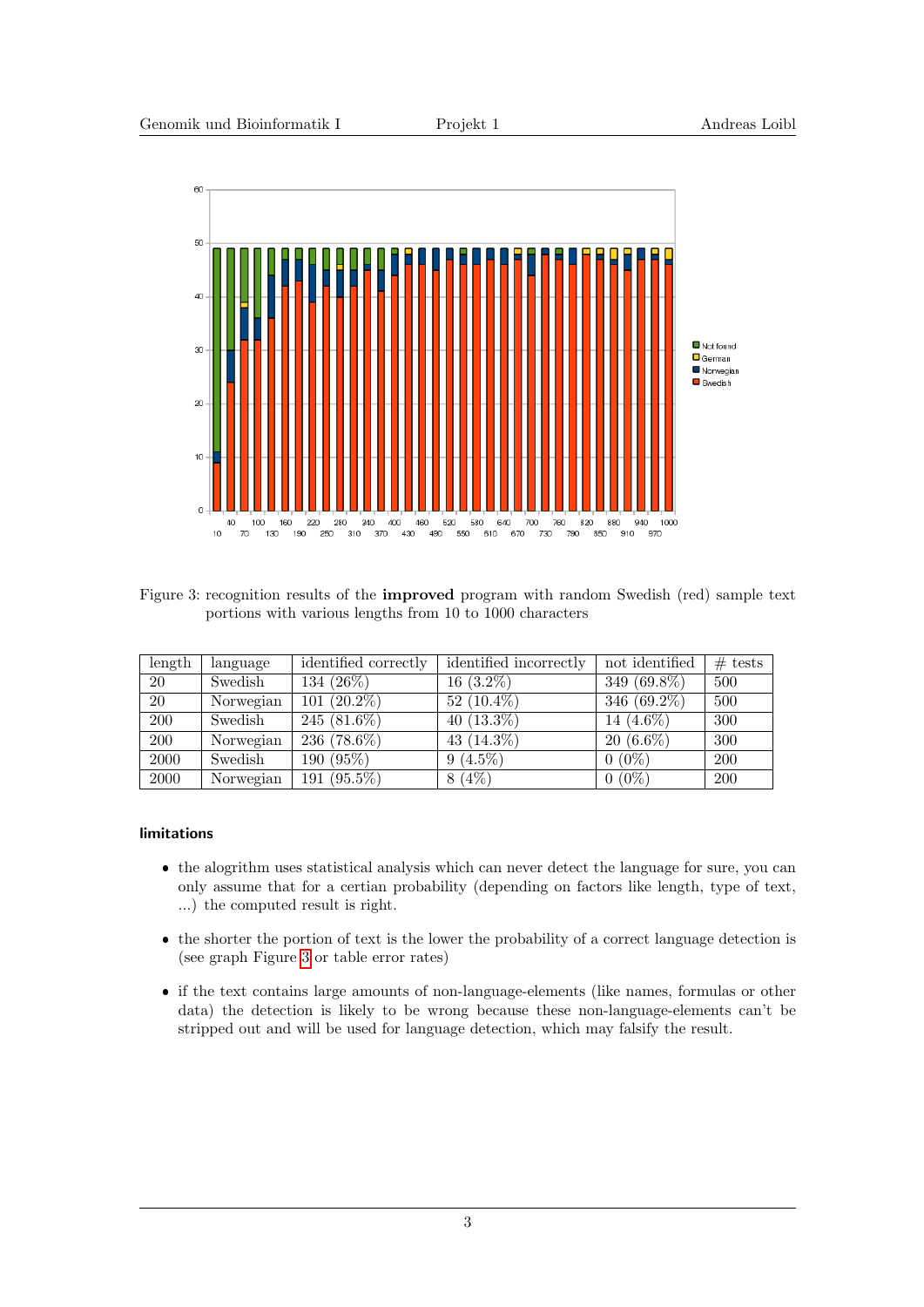Figure 3: recognition results of the **improved** program with random Swedish (red) sample text portions with various lengths from 10 to 1000 characters

| length | language | identified correctly | identified incorrectly | not identified | # tests |
|---|---|---|---|---|---|
| 20 | Swedish | 134 (26%) | 16 (3.2%) | 349 (69.8%) | 500 |
| 20 | Norwegian | 101 (20.2%) | 52 (10.4%) | 346 (69.2%) | 500 |
| 200 | Swedish | 245 (81.6%) | 40 (13.3%) | 14 (4.6%) | 300 |
| 200 | Norwegian | 236 (78.6%) | 43 (14.3%) | 20 (6.6%) | 300 |
| 2000 | Swedish | 190 (95%) | 9 (4.5%) | 0 (0%) | 200 |
| 2000 | Norwegian | 191 (95.5%) | 8 (4%) | 0 (0%) | 200 |

### limitations

- the alogrithm uses statistical analysis which can never detect the language for sure, you can only assume that for a certian probability (depending on factors like length, type of text, ...) the computed result is right.
- the shorter the portion of text is the lower the probability of a correct language detection is (see graph Figure 3 or table error rates)
- if the text contains large amounts of non-language-elements (like names, formulas or other data) the detection is likely to be wrong because these non-language-elements can't be stripped out and will be used for language detection, which may falsify the result.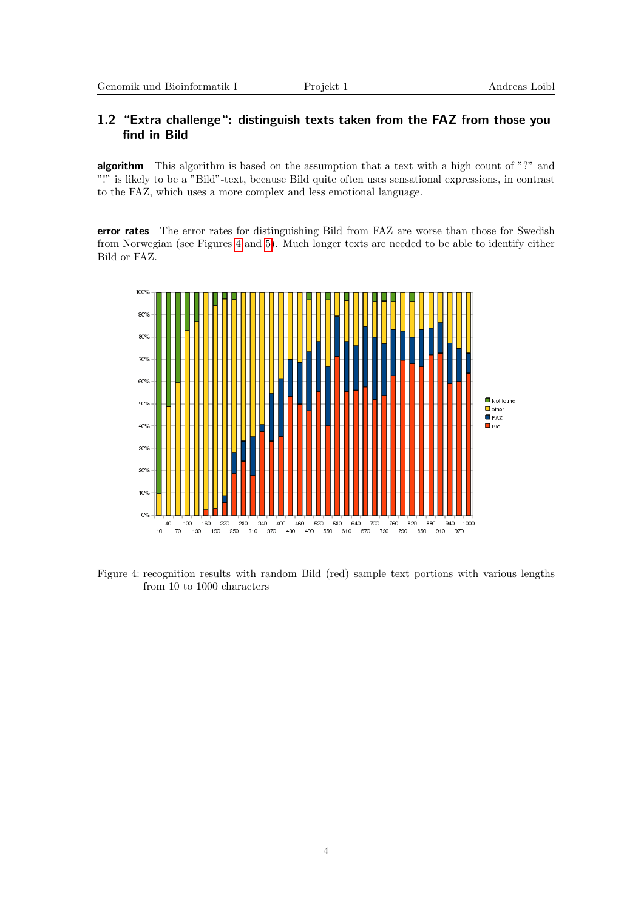## 1.2 "Extra challenge": distinguish texts taken from the FAZ from those you find in Bild

**algorithm** This algorithm is based on the assumption that a text with a high count of "?" and "!" is likely to be a "Bild"-text, because Bild quite often uses sensational expressions, in contrast to the FAZ, which uses a more complex and less emotional language.

**error rates** The error rates for distinguishing Bild from FAZ are worse than those for Swedish from Norwegian (see Figures 4 and 5). Much longer texts are needed to be able to identify either Bild or FAZ.

Figure 4: recognition results with random Bild (red) sample text portions with various lengths from 10 to 1000 characters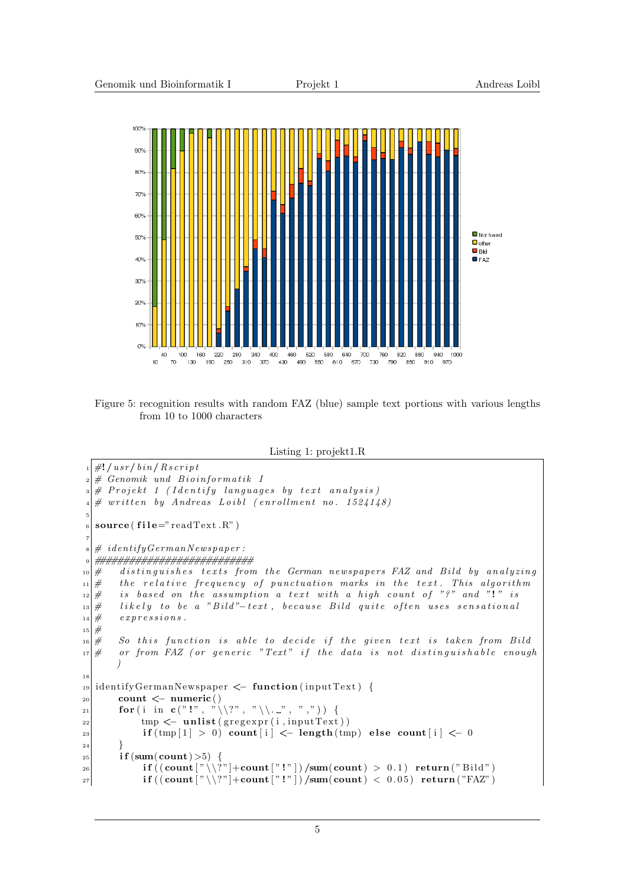Figure 5: recognition results with random FAZ (blue) sample text portions with various lengths from 10 to 1000 characters

Listing 1: projekt1.R

```
#!/usr/bin/Rscript
# Genomik und Bioinformatik I
# Projekt 1 (Identify languages by text analysis)
# written by Andreas Loibl (enrollment no. 1524148)

source(file="readText.R")

# identifyGermanNewspaper:
##########################
#    distinguishes texts from the German newspapers FAZ and Bild by analyzing
#    the relative frequency of punctuation marks in the text. This algorithm
#    is based on the assumption a text with a high count of "?" and "!" is
#    likely to be a "Bild"-text, because Bild quite often uses sensational
#    expressions.
#
#    So this function is able to decide if the given text is taken from Bild
#    or from FAZ (or generic "Text" if the data is not distinguishable enough
#    )

identifyGermanNewspaper <- function(inputText) {
     count <- numeric()
     for(i in c("!", "\\?", "\\. ", ",")) {
          tmp <- unlist(gregexpr(i,inputText))
          if(tmp[1] > 0) count[i] <- length(tmp) else count[i] <- 0
     }
     if(sum(count)>5) {
          if((count["\\?"]+count["!"])/sum(count) > 0.1) return("Bild")
          if((count["\\?"]+count["!"])/sum(count) < 0.05) return("FAZ")
```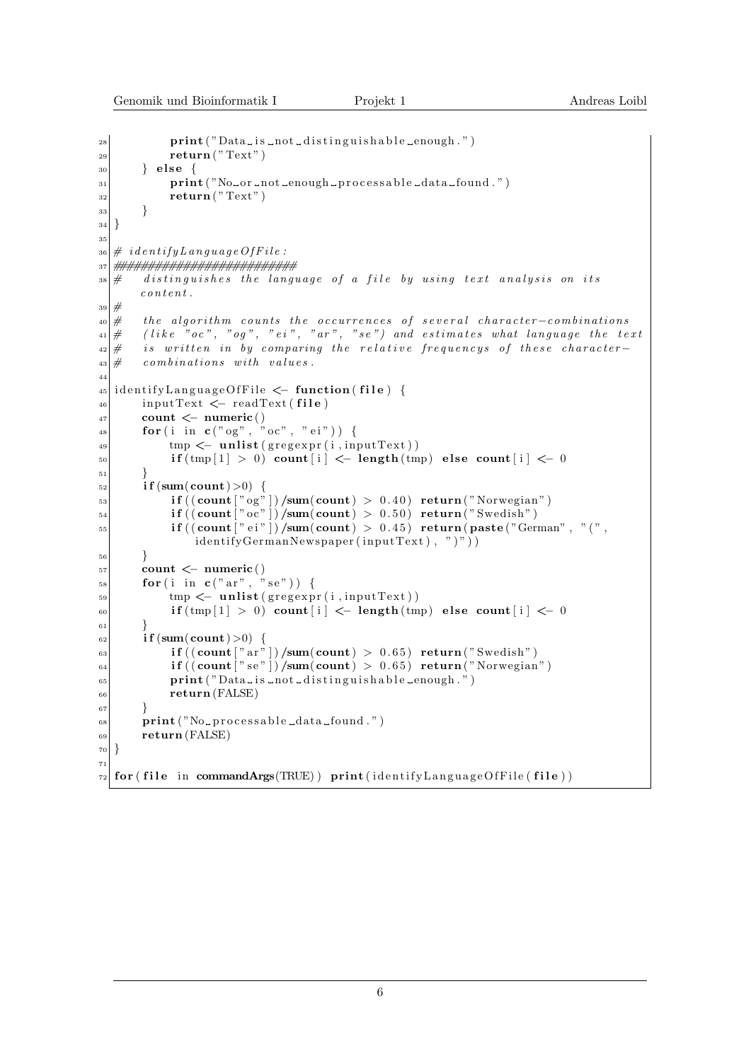```r
            print("Data is not distinguishable enough.")
            return("Text")
        } else {
            print("No or not enough processable data found.")
            return("Text")
        }
}

# identifyLanguageOfFile:
#########################
#   distinguishes the language of a file by using text analysis on its
#   content.
#
#   the algorithm counts the occurrences of several character-combinations
#   (like "oc", "og", "ei", "ar", "se") and estimates what language the text
#   is written in by comparing the relative frequencys of these character-
#   combinations with values.

identifyLanguageOfFile <- function(file) {
    inputText <- readText(file)
    count <- numeric()
    for(i in c("og", "oc", "ei")) {
        tmp <- unlist(gregexpr(i,inputText))
        if(tmp[1] > 0) count[i] <- length(tmp) else count[i] <- 0
    }
    if(sum(count)>0) {
        if((count["og"])/sum(count) > 0.40) return("Norwegian")
        if((count["oc"])/sum(count) > 0.50) return("Swedish")
        if((count["ei"])/sum(count) > 0.45) return(paste("German", "(",
            identifyGermanNewspaper(inputText), ")"))
    }
    count <- numeric()
    for(i in c("ar", "se")) {
        tmp <- unlist(gregexpr(i,inputText))
        if(tmp[1] > 0) count[i] <- length(tmp) else count[i] <- 0
    }
    if(sum(count)>0) {
        if((count["ar"])/sum(count) > 0.65) return("Swedish")
        if((count["se"])/sum(count) > 0.65) return("Norwegian")
        print("Data is not distinguishable enough.")
        return(FALSE)
    }
    print("No processable data found.")
    return(FALSE)
}

for(file in commandArgs(TRUE)) print(identifyLanguageOfFile(file))
```